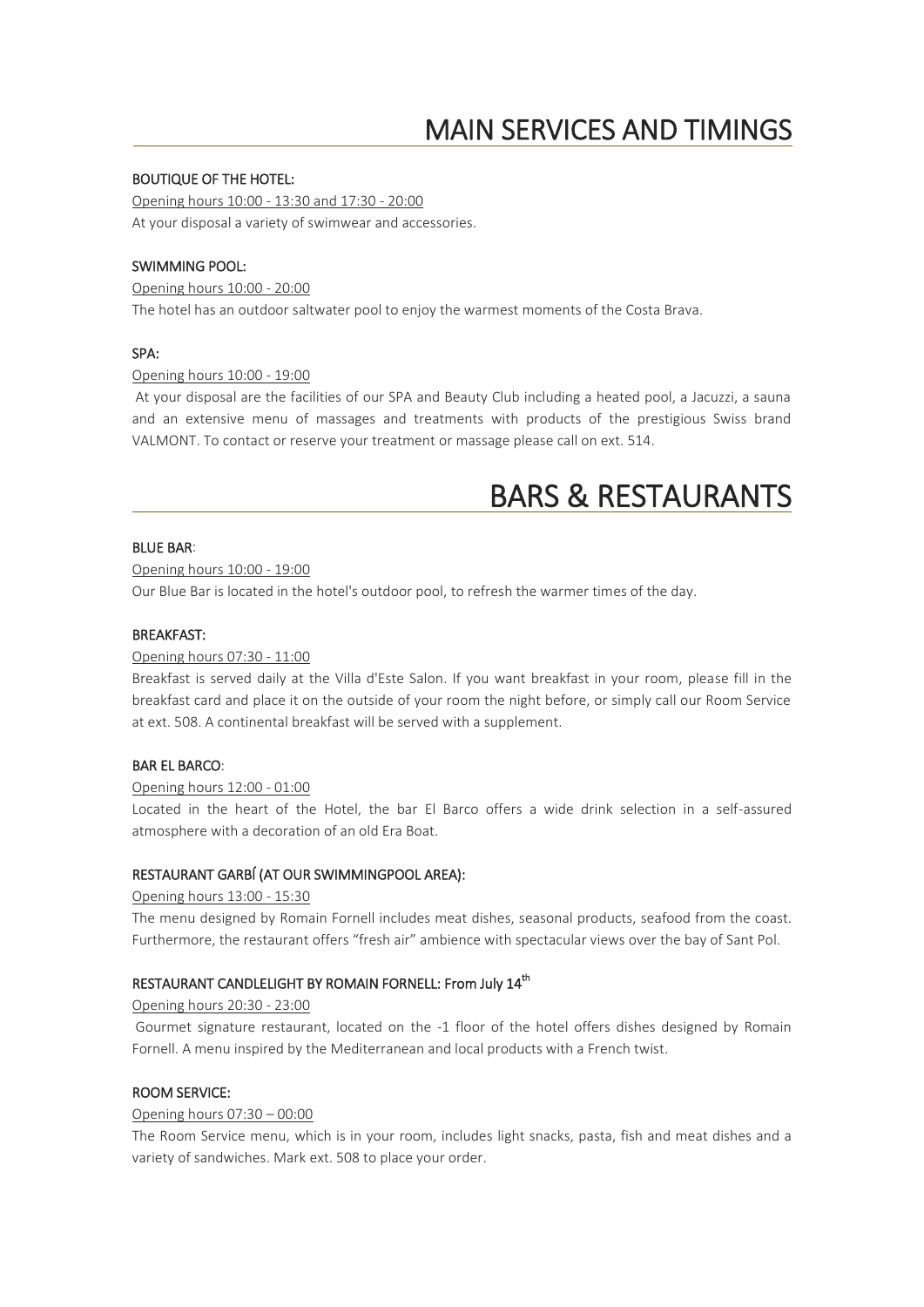# MAIN SERVICES AND TIMINGS

### BOUTIQUE OF THE HOTEL:

Opening hours 10:00 - 13:30 and 17:30 - 20:00

At your disposal a variety of swimwear and accessories.

### SWIMMING POOL:

Opening hours 10:00 - 20:00

The hotel has an outdoor saltwater pool to enjoy the warmest moments of the Costa Brava.

### SPA:

Opening hours 10:00 - 19:00

At your disposal are the facilities of our SPA and Beauty Club including a heated pool, a Jacuzzi, a sauna and an extensive menu of massages and treatments with products of the prestigious Swiss brand VALMONT. To contact or reserve your treatment or massage please call on ext. 514.

# BARS & RESTAURANTS

### BLUE BAR:

Opening hours 10:00 - 19:00

Our Blue Bar is located in the hotel's outdoor pool, to refresh the warmer times of the day.

### BREAKFAST:

Opening hours 07:30 - 11:00

Breakfast is served daily at the Villa d'Este Salon. If you want breakfast in your room, please fill in the breakfast card and place it on the outside of your room the night before, or simply call our Room Service at ext. 508. A continental breakfast will be served with a supplement.

### BAR EL BARCO:

Opening hours 12:00 - 01:00

Located in the heart of the Hotel, the bar El Barco offers a wide drink selection in a self-assured atmosphere with a decoration of an old Era Boat.

### RESTAURANT GARBÍ (AT OUR SWIMMINGPOOL AREA):

Opening hours 13:00 - 15:30

The menu designed by Romain Fornell includes meat dishes, seasonal products, seafood from the coast. Furthermore, the restaurant offers "fresh air" ambience with spectacular views over the bay of Sant Pol.

### RESTAURANT CANDLELIGHT BY ROMAIN FORNELL: From July 14th

Opening hours 20:30 - 23:00

Gourmet signature restaurant, located on the -1 floor of the hotel offers dishes designed by Romain Fornell. A menu inspired by the Mediterranean and local products with a French twist.

### ROOM SERVICE:

Opening hours 07:30 – 00:00

The Room Service menu, which is in your room, includes light snacks, pasta, fish and meat dishes and a variety of sandwiches. Mark ext. 508 to place your order.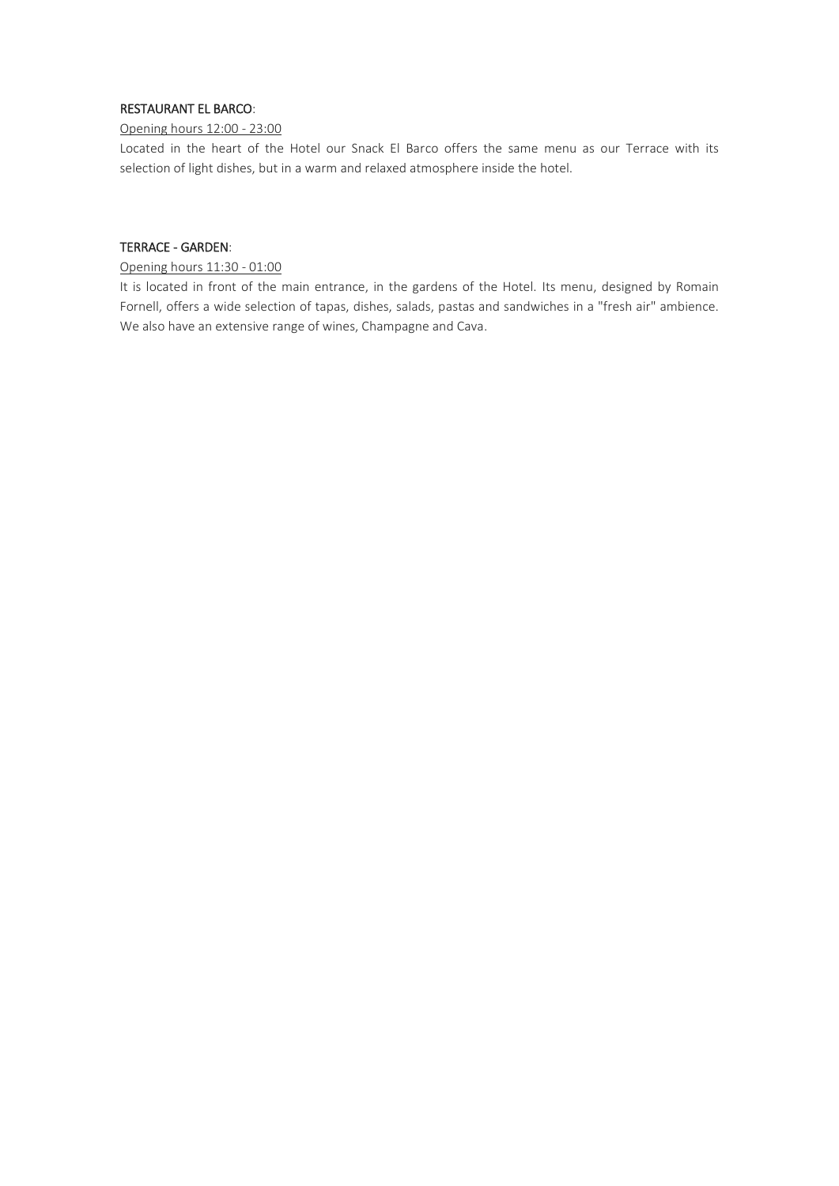**RESTAURANT EL BARCO**:

Opening hours 12:00 - 23:00

Located in the heart of the Hotel our Snack El Barco offers the same menu as our Terrace with its selection of light dishes, but in a warm and relaxed atmosphere inside the hotel.

**TERRACE - GARDEN**:

Opening hours 11:30 - 01:00

It is located in front of the main entrance, in the gardens of the Hotel. Its menu, designed by Romain Fornell, offers a wide selection of tapas, dishes, salads, pastas and sandwiches in a "fresh air" ambience. We also have an extensive range of wines, Champagne and Cava.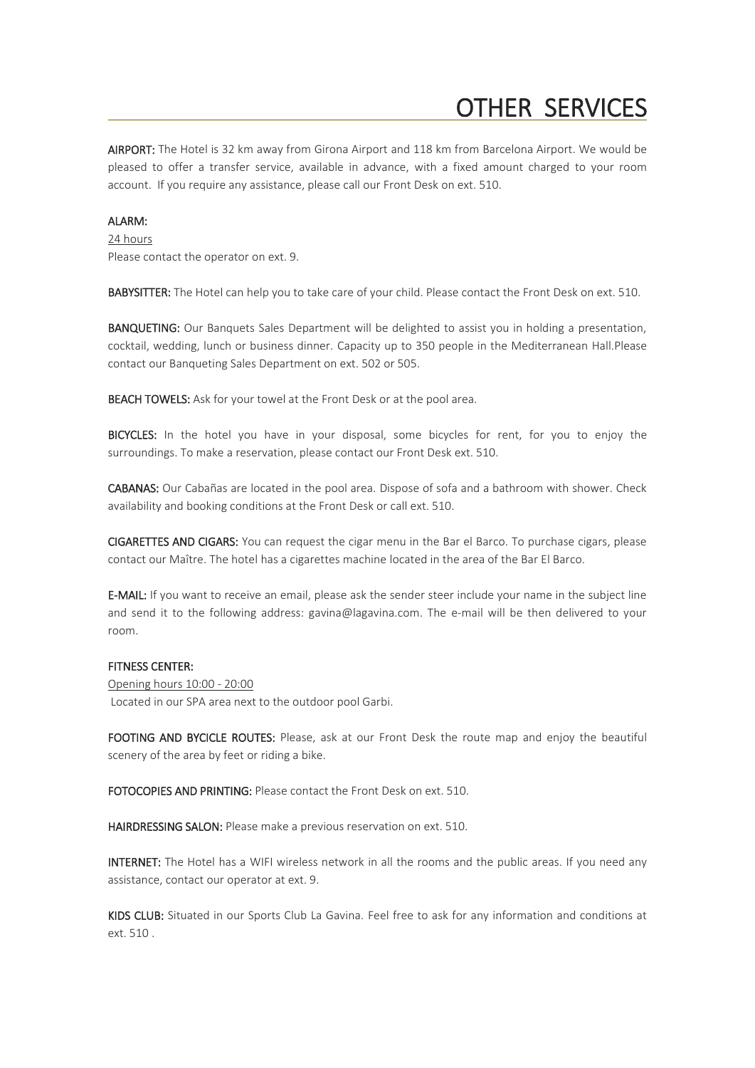# OTHER SERVICES

**AIRPORT:** The Hotel is 32 km away from Girona Airport and 118 km from Barcelona Airport. We would be pleased to offer a transfer service, available in advance, with a fixed amount charged to your room account. If you require any assistance, please call our Front Desk on ext. 510.

**ALARM:**

24 hours

Please contact the operator on ext. 9.

**BABYSITTER:** The Hotel can help you to take care of your child. Please contact the Front Desk on ext. 510.

**BANQUETING:** Our Banquets Sales Department will be delighted to assist you in holding a presentation, cocktail, wedding, lunch or business dinner. Capacity up to 350 people in the Mediterranean Hall.Please contact our Banqueting Sales Department on ext. 502 or 505.

**BEACH TOWELS:** Ask for your towel at the Front Desk or at the pool area.

**BICYCLES:** In the hotel you have in your disposal, some bicycles for rent, for you to enjoy the surroundings. To make a reservation, please contact our Front Desk ext. 510.

**CABANAS:** Our Cabañas are located in the pool area. Dispose of sofa and a bathroom with shower. Check availability and booking conditions at the Front Desk or call ext. 510.

**CIGARETTES AND CIGARS:** You can request the cigar menu in the Bar el Barco. To purchase cigars, please contact our Maître. The hotel has a cigarettes machine located in the area of the Bar El Barco.

**E-MAIL:** If you want to receive an email, please ask the sender steer include your name in the subject line and send it to the following address: gavina@lagavina.com. The e-mail will be then delivered to your room.

**FITNESS CENTER:**

Opening hours 10:00 - 20:00

Located in our SPA area next to the outdoor pool Garbi.

**FOOTING AND BYCICLE ROUTES:** Please, ask at our Front Desk the route map and enjoy the beautiful scenery of the area by feet or riding a bike.

**FOTOCOPIES AND PRINTING:** Please contact the Front Desk on ext. 510.

**HAIRDRESSING SALON:** Please make a previous reservation on ext. 510.

**INTERNET:** The Hotel has a WIFI wireless network in all the rooms and the public areas. If you need any assistance, contact our operator at ext. 9.

**KIDS CLUB:** Situated in our Sports Club La Gavina. Feel free to ask for any information and conditions at ext. 510 .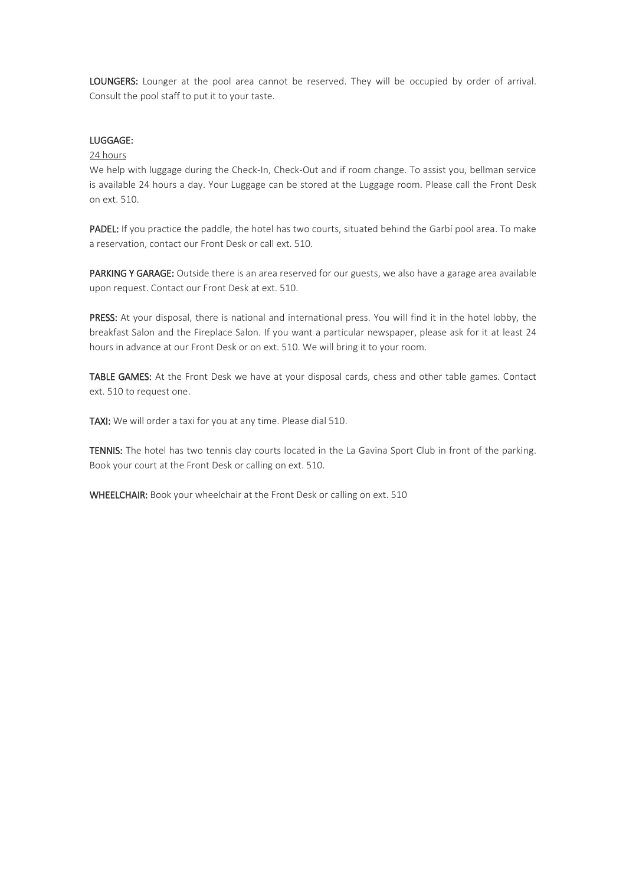**LOUNGERS:** Lounger at the pool area cannot be reserved. They will be occupied by order of arrival. Consult the pool staff to put it to your taste.

**LUGGAGE:**

<u>24 hours</u>

We help with luggage during the Check-In, Check-Out and if room change. To assist you, bellman service is available 24 hours a day. Your Luggage can be stored at the Luggage room. Please call the Front Desk on ext. 510.

**PADEL:** If you practice the paddle, the hotel has two courts, situated behind the Garbí pool area. To make a reservation, contact our Front Desk or call ext. 510.

**PARKING Y GARAGE:** Outside there is an area reserved for our guests, we also have a garage area available upon request. Contact our Front Desk at ext. 510.

**PRESS:** At your disposal, there is national and international press. You will find it in the hotel lobby, the breakfast Salon and the Fireplace Salon. If you want a particular newspaper, please ask for it at least 24 hours in advance at our Front Desk or on ext. 510. We will bring it to your room.

**TABLE GAMES:** At the Front Desk we have at your disposal cards, chess and other table games. Contact ext. 510 to request one.

**TAXI:** We will order a taxi for you at any time. Please dial 510.

**TENNIS:** The hotel has two tennis clay courts located in the La Gavina Sport Club in front of the parking. Book your court at the Front Desk or calling on ext. 510.

**WHEELCHAIR:** Book your wheelchair at the Front Desk or calling on ext. 510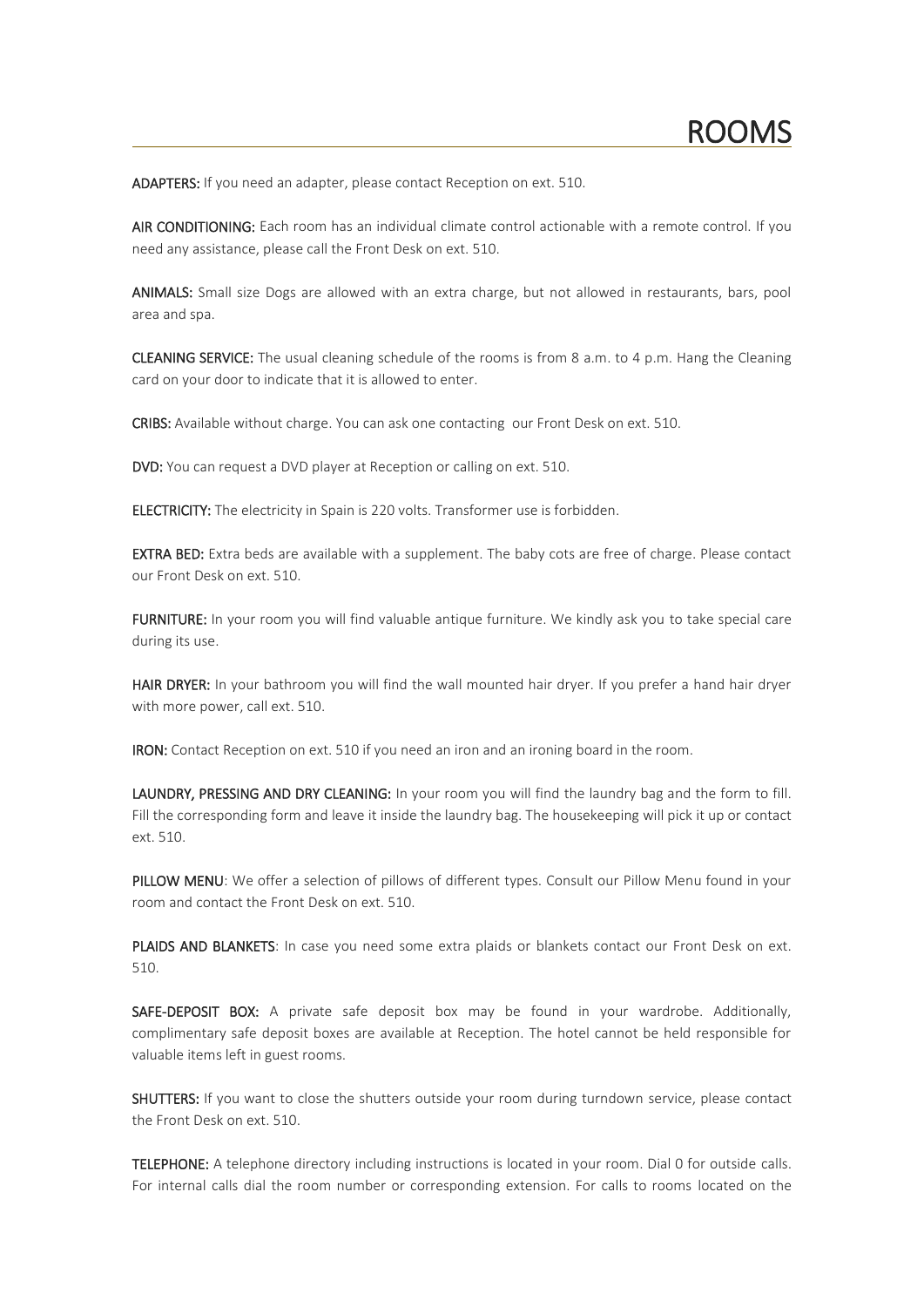# ROOMS

**ADAPTERS:** If you need an adapter, please contact Reception on ext. 510.

**AIR CONDITIONING:** Each room has an individual climate control actionable with a remote control. If you need any assistance, please call the Front Desk on ext. 510.

**ANIMALS:** Small size Dogs are allowed with an extra charge, but not allowed in restaurants, bars, pool area and spa.

**CLEANING SERVICE:** The usual cleaning schedule of the rooms is from 8 a.m. to 4 p.m. Hang the Cleaning card on your door to indicate that it is allowed to enter.

**CRIBS:** Available without charge. You can ask one contacting our Front Desk on ext. 510.

**DVD:** You can request a DVD player at Reception or calling on ext. 510.

**ELECTRICITY:** The electricity in Spain is 220 volts. Transformer use is forbidden.

**EXTRA BED:** Extra beds are available with a supplement. The baby cots are free of charge. Please contact our Front Desk on ext. 510.

**FURNITURE:** In your room you will find valuable antique furniture. We kindly ask you to take special care during its use.

**HAIR DRYER:** In your bathroom you will find the wall mounted hair dryer. If you prefer a hand hair dryer with more power, call ext. 510.

**IRON:** Contact Reception on ext. 510 if you need an iron and an ironing board in the room.

**LAUNDRY, PRESSING AND DRY CLEANING:** In your room you will find the laundry bag and the form to fill. Fill the corresponding form and leave it inside the laundry bag. The housekeeping will pick it up or contact ext. 510.

**PILLOW MENU**: We offer a selection of pillows of different types. Consult our Pillow Menu found in your room and contact the Front Desk on ext. 510.

**PLAIDS AND BLANKETS**: In case you need some extra plaids or blankets contact our Front Desk on ext. 510.

**SAFE-DEPOSIT BOX:** A private safe deposit box may be found in your wardrobe. Additionally, complimentary safe deposit boxes are available at Reception. The hotel cannot be held responsible for valuable items left in guest rooms.

**SHUTTERS:** If you want to close the shutters outside your room during turndown service, please contact the Front Desk on ext. 510.

**TELEPHONE:** A telephone directory including instructions is located in your room. Dial 0 for outside calls. For internal calls dial the room number or corresponding extension. For calls to rooms located on the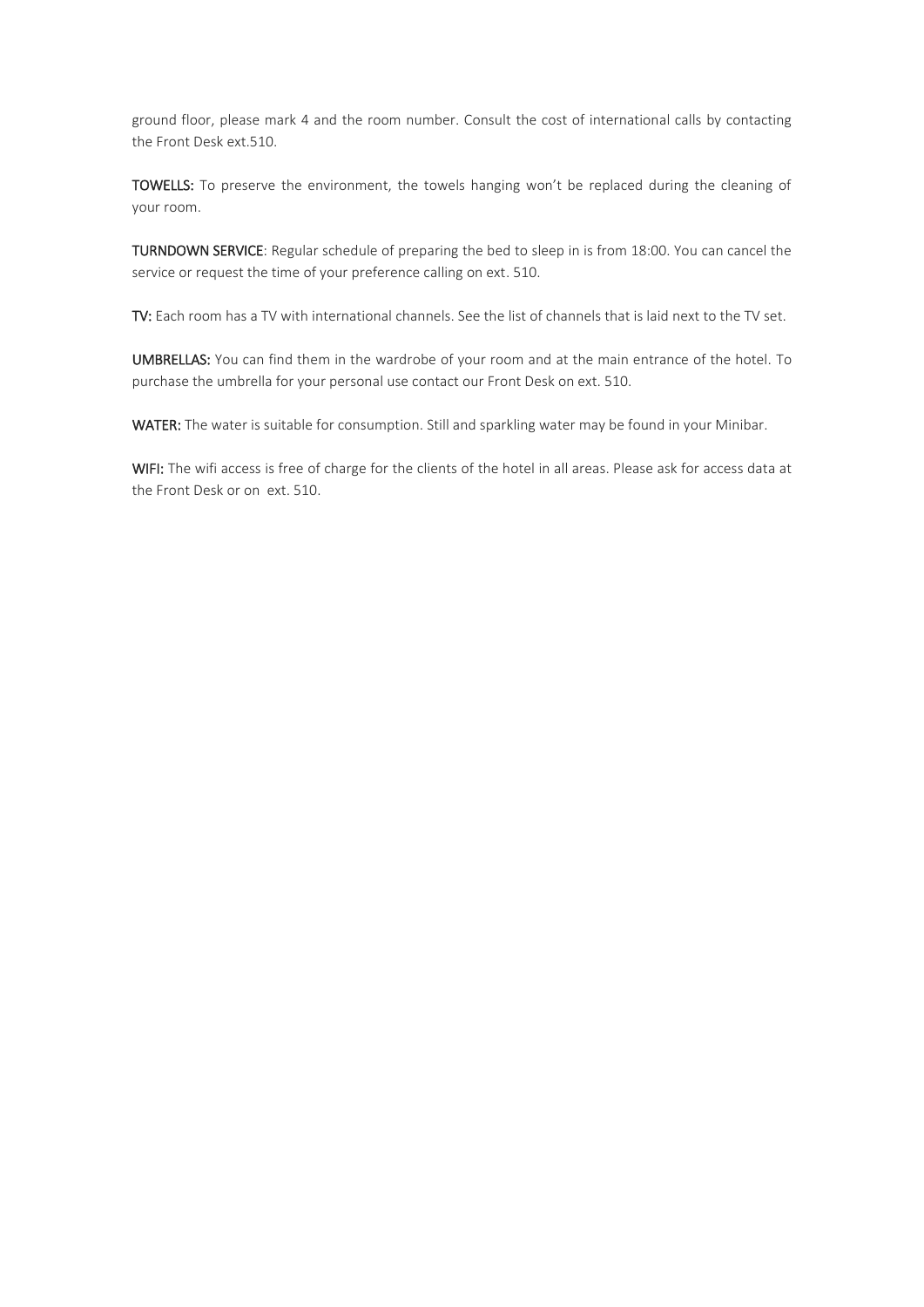ground floor, please mark 4 and the room number. Consult the cost of international calls by contacting the Front Desk ext.510.

**TOWELLS:** To preserve the environment, the towels hanging won't be replaced during the cleaning of your room.

**TURNDOWN SERVICE**: Regular schedule of preparing the bed to sleep in is from 18:00. You can cancel the service or request the time of your preference calling on ext. 510.

**TV:** Each room has a TV with international channels. See the list of channels that is laid next to the TV set.

**UMBRELLAS:** You can find them in the wardrobe of your room and at the main entrance of the hotel. To purchase the umbrella for your personal use contact our Front Desk on ext. 510.

**WATER:** The water is suitable for consumption. Still and sparkling water may be found in your Minibar.

**WIFI:** The wifi access is free of charge for the clients of the hotel in all areas. Please ask for access data at the Front Desk or on ext. 510.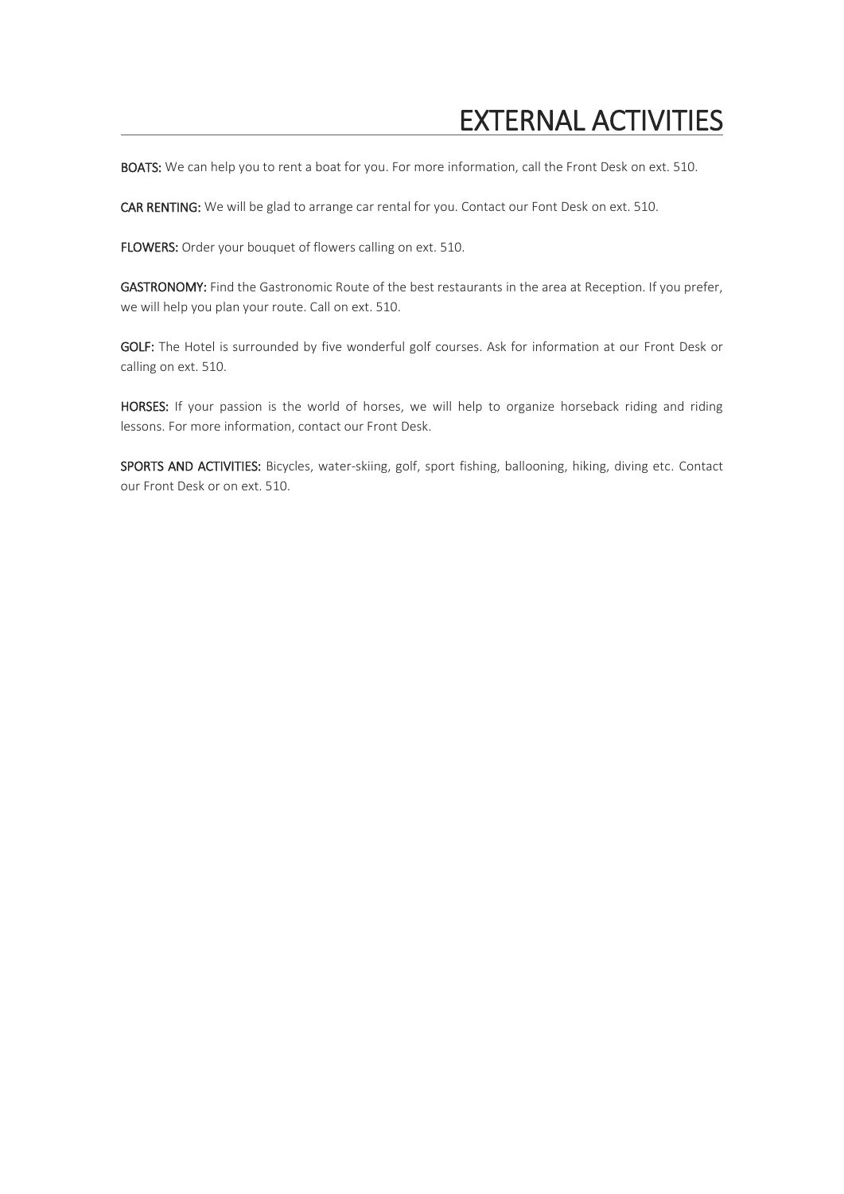# EXTERNAL ACTIVITIES

**BOATS:** We can help you to rent a boat for you. For more information, call the Front Desk on ext. 510.

**CAR RENTING:** We will be glad to arrange car rental for you. Contact our Font Desk on ext. 510.

**FLOWERS:** Order your bouquet of flowers calling on ext. 510.

**GASTRONOMY:** Find the Gastronomic Route of the best restaurants in the area at Reception. If you prefer, we will help you plan your route. Call on ext. 510.

**GOLF:** The Hotel is surrounded by five wonderful golf courses. Ask for information at our Front Desk or calling on ext. 510.

**HORSES:** If your passion is the world of horses, we will help to organize horseback riding and riding lessons. For more information, contact our Front Desk.

**SPORTS AND ACTIVITIES:** Bicycles, water-skiing, golf, sport fishing, ballooning, hiking, diving etc. Contact our Front Desk or on ext. 510.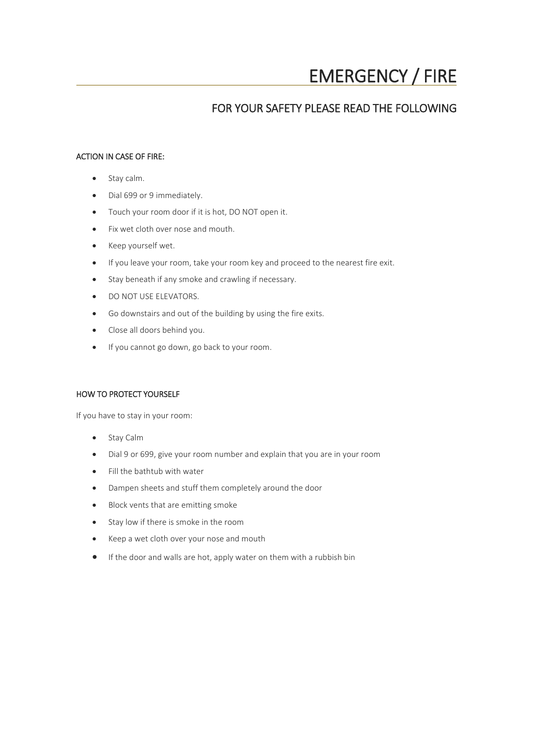# EMERGENCY / FIRE

## FOR YOUR SAFETY PLEASE READ THE FOLLOWING

ACTION IN CASE OF FIRE:

- Stay calm.
- Dial 699 or 9 immediately.
- Touch your room door if it is hot, DO NOT open it.
- Fix wet cloth over nose and mouth.
- Keep yourself wet.
- If you leave your room, take your room key and proceed to the nearest fire exit.
- Stay beneath if any smoke and crawling if necessary.
- DO NOT USE ELEVATORS.
- Go downstairs and out of the building by using the fire exits.
- Close all doors behind you.
- If you cannot go down, go back to your room.

HOW TO PROTECT YOURSELF

If you have to stay in your room:

- Stay Calm
- Dial 9 or 699, give your room number and explain that you are in your room
- Fill the bathtub with water
- Dampen sheets and stuff them completely around the door
- Block vents that are emitting smoke
- Stay low if there is smoke in the room
- Keep a wet cloth over your nose and mouth
- If the door and walls are hot, apply water on them with a rubbish bin